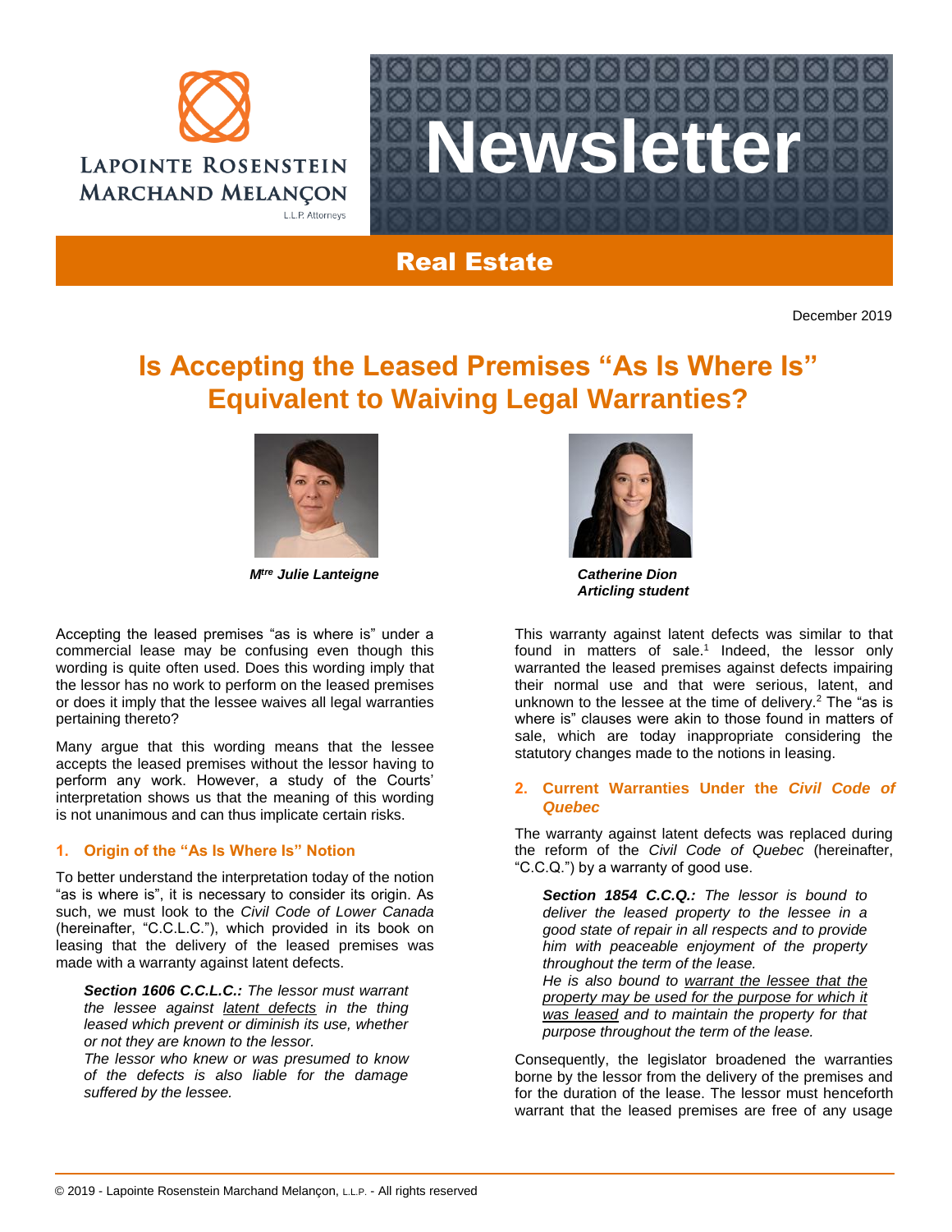Newsletter

Real Estate

December 2019

# Is Accepting the Leased Premises "As Is Where Is" Equivalent to Waiving Legal Warranties?

***Mtre Julie Lanteigne***

***Catherine Dion***
***Articling student***

Accepting the leased premises "as is where is" under a commercial lease may be confusing even though this wording is quite often used. Does this wording imply that the lessor has no work to perform on the leased premises or does it imply that the lessee waives all legal warranties pertaining thereto?

Many argue that this wording means that the lessee accepts the leased premises without the lessor having to perform any work. However, a study of the Courts' interpretation shows us that the meaning of this wording is not unanimous and can thus implicate certain risks.

## 1. Origin of the "As Is Where Is" Notion

To better understand the interpretation today of the notion "as is where is", it is necessary to consider its origin. As such, we must look to the *Civil Code of Lower Canada* (hereinafter, "C.C.L.C."), which provided in its book on leasing that the delivery of the leased premises was made with a warranty against latent defects.

> ***Section 1606 C.C.L.C.:*** *The lessor must warrant the lessee against latent defects in the thing leased which prevent or diminish its use, whether or not they are known to the lessor.*
> *The lessor who knew or was presumed to know of the defects is also liable for the damage suffered by the lessee.*

This warranty against latent defects was similar to that found in matters of sale.[1] Indeed, the lessor only warranted the leased premises against defects impairing their normal use and that were serious, latent, and unknown to the lessee at the time of delivery.[2] The "as is where is" clauses were akin to those found in matters of sale, which are today inappropriate considering the statutory changes made to the notions in leasing.

## 2. Current Warranties Under the *Civil Code of Quebec*

The warranty against latent defects was replaced during the reform of the *Civil Code of Quebec* (hereinafter, "C.C.Q.") by a warranty of good use.

> ***Section 1854 C.C.Q.:*** *The lessor is bound to deliver the leased property to the lessee in a good state of repair in all respects and to provide him with peaceable enjoyment of the property throughout the term of the lease.*
> *He is also bound to warrant the lessee that the property may be used for the purpose for which it was leased and to maintain the property for that purpose throughout the term of the lease.*

Consequently, the legislator broadened the warranties borne by the lessor from the delivery of the premises and for the duration of the lease. The lessor must henceforth warrant that the leased premises are free of any usage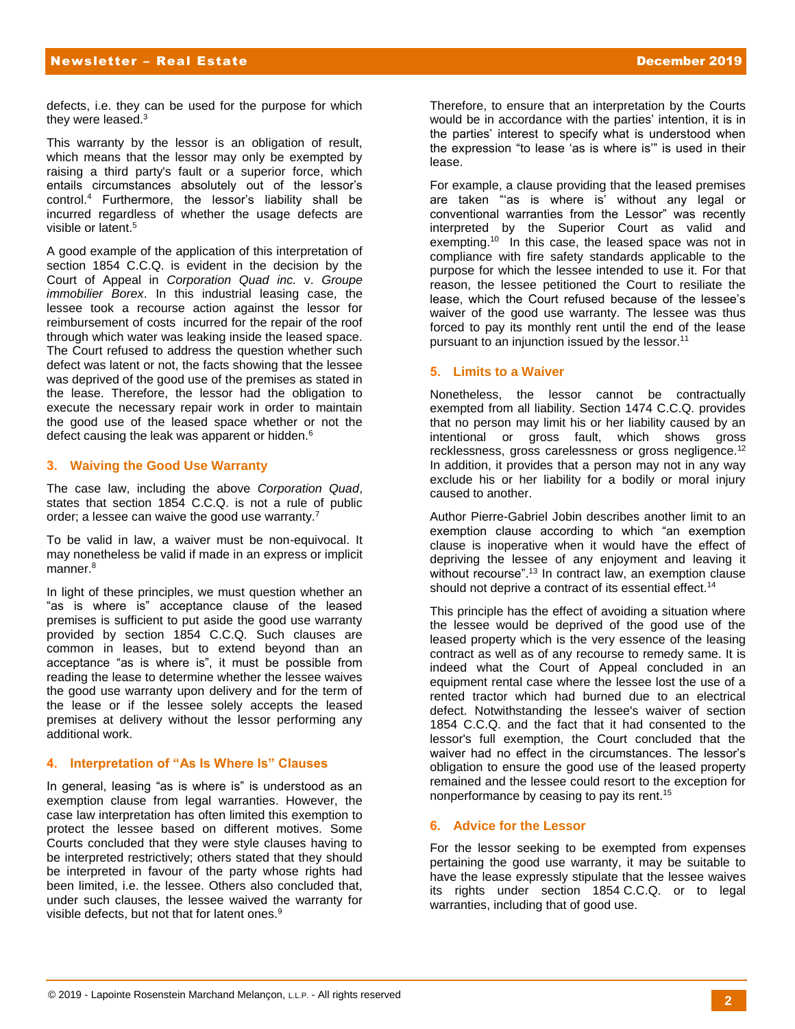defects, i.e. they can be used for the purpose for which they were leased.[3]

This warranty by the lessor is an obligation of result, which means that the lessor may only be exempted by raising a third party's fault or a superior force, which entails circumstances absolutely out of the lessor's control.[4] Furthermore, the lessor's liability shall be incurred regardless of whether the usage defects are visible or latent.[5]

A good example of the application of this interpretation of section 1854 C.C.Q. is evident in the decision by the Court of Appeal in *Corporation Quad inc.* v. *Groupe immobilier Borex*. In this industrial leasing case, the lessee took a recourse action against the lessor for reimbursement of costs incurred for the repair of the roof through which water was leaking inside the leased space. The Court refused to address the question whether such defect was latent or not, the facts showing that the lessee was deprived of the good use of the premises as stated in the lease. Therefore, the lessor had the obligation to execute the necessary repair work in order to maintain the good use of the leased space whether or not the defect causing the leak was apparent or hidden.[6]

## 3. Waiving the Good Use Warranty

The case law, including the above *Corporation Quad*, states that section 1854 C.C.Q. is not a rule of public order; a lessee can waive the good use warranty.[7]

To be valid in law, a waiver must be non-equivocal. It may nonetheless be valid if made in an express or implicit manner.[8]

In light of these principles, we must question whether an "as is where is" acceptance clause of the leased premises is sufficient to put aside the good use warranty provided by section 1854 C.C.Q. Such clauses are common in leases, but to extend beyond than an acceptance "as is where is", it must be possible from reading the lease to determine whether the lessee waives the good use warranty upon delivery and for the term of the lease or if the lessee solely accepts the leased premises at delivery without the lessor performing any additional work.

## 4. Interpretation of "As Is Where Is" Clauses

In general, leasing "as is where is" is understood as an exemption clause from legal warranties. However, the case law interpretation has often limited this exemption to protect the lessee based on different motives. Some Courts concluded that they were style clauses having to be interpreted restrictively; others stated that they should be interpreted in favour of the party whose rights had been limited, i.e. the lessee. Others also concluded that, under such clauses, the lessee waived the warranty for visible defects, but not that for latent ones.[9]

Therefore, to ensure that an interpretation by the Courts would be in accordance with the parties' intention, it is in the parties' interest to specify what is understood when the expression "to lease 'as is where is'" is used in their lease.

For example, a clause providing that the leased premises are taken "'as is where is' without any legal or conventional warranties from the Lessor" was recently interpreted by the Superior Court as valid and exempting.[10] In this case, the leased space was not in compliance with fire safety standards applicable to the purpose for which the lessee intended to use it. For that reason, the lessee petitioned the Court to resiliate the lease, which the Court refused because of the lessee's waiver of the good use warranty. The lessee was thus forced to pay its monthly rent until the end of the lease pursuant to an injunction issued by the lessor.[11]

## 5. Limits to a Waiver

Nonetheless, the lessor cannot be contractually exempted from all liability. Section 1474 C.C.Q. provides that no person may limit his or her liability caused by an intentional or gross fault, which shows gross recklessness, gross carelessness or gross negligence.[12] In addition, it provides that a person may not in any way exclude his or her liability for a bodily or moral injury caused to another.

Author Pierre-Gabriel Jobin describes another limit to an exemption clause according to which "an exemption clause is inoperative when it would have the effect of depriving the lessee of any enjoyment and leaving it without recourse".[13] In contract law, an exemption clause should not deprive a contract of its essential effect.[14]

This principle has the effect of avoiding a situation where the lessee would be deprived of the good use of the leased property which is the very essence of the leasing contract as well as of any recourse to remedy same. It is indeed what the Court of Appeal concluded in an equipment rental case where the lessee lost the use of a rented tractor which had burned due to an electrical defect. Notwithstanding the lessee's waiver of section 1854 C.C.Q. and the fact that it had consented to the lessor's full exemption, the Court concluded that the waiver had no effect in the circumstances. The lessor's obligation to ensure the good use of the leased property remained and the lessee could resort to the exception for nonperformance by ceasing to pay its rent.[15]

## 6. Advice for the Lessor

For the lessor seeking to be exempted from expenses pertaining the good use warranty, it may be suitable to have the lease expressly stipulate that the lessee waives its rights under section 1854 C.C.Q. or to legal warranties, including that of good use.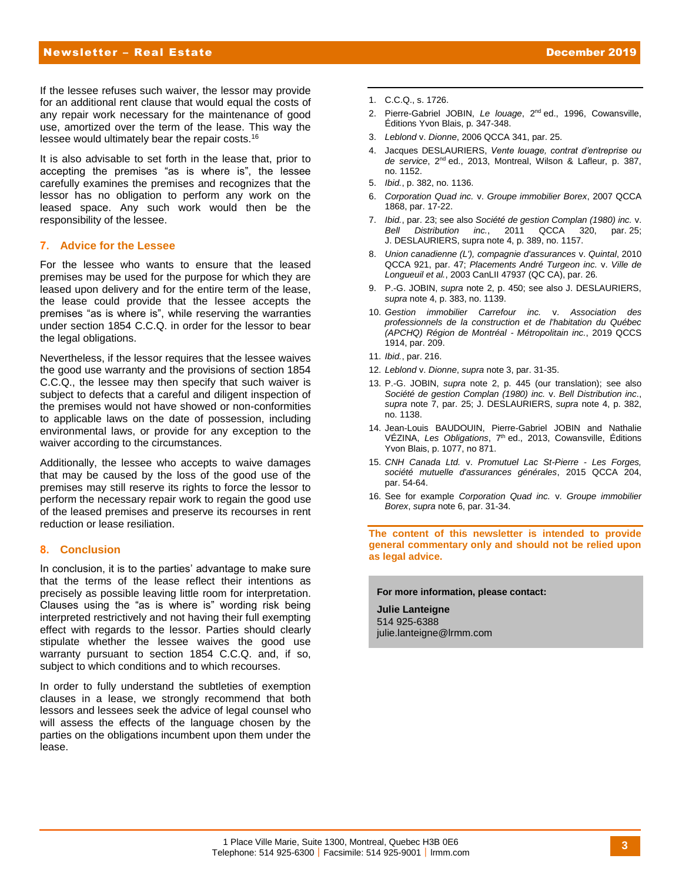If the lessee refuses such waiver, the lessor may provide for an additional rent clause that would equal the costs of any repair work necessary for the maintenance of good use, amortized over the term of the lease. This way the lessee would ultimately bear the repair costs.[16]

It is also advisable to set forth in the lease that, prior to accepting the premises "as is where is", the lessee carefully examines the premises and recognizes that the lessor has no obligation to perform any work on the leased space. Any such work would then be the responsibility of the lessee.

## 7. Advice for the Lessee

For the lessee who wants to ensure that the leased premises may be used for the purpose for which they are leased upon delivery and for the entire term of the lease, the lease could provide that the lessee accepts the premises "as is where is", while reserving the warranties under section 1854 C.C.Q. in order for the lessor to bear the legal obligations.

Nevertheless, if the lessor requires that the lessee waives the good use warranty and the provisions of section 1854 C.C.Q., the lessee may then specify that such waiver is subject to defects that a careful and diligent inspection of the premises would not have showed or non-conformities to applicable laws on the date of possession, including environmental laws, or provide for any exception to the waiver according to the circumstances.

Additionally, the lessee who accepts to waive damages that may be caused by the loss of the good use of the premises may still reserve its rights to force the lessor to perform the necessary repair work to regain the good use of the leased premises and preserve its recourses in rent reduction or lease resiliation.

## 8. Conclusion

In conclusion, it is to the parties' advantage to make sure that the terms of the lease reflect their intentions as precisely as possible leaving little room for interpretation. Clauses using the "as is where is" wording risk being interpreted restrictively and not having their full exempting effect with regards to the lessor. Parties should clearly stipulate whether the lessee waives the good use warranty pursuant to section 1854 C.C.Q. and, if so, subject to which conditions and to which recourses.

In order to fully understand the subtleties of exemption clauses in a lease, we strongly recommend that both lessors and lessees seek the advice of legal counsel who will assess the effects of the language chosen by the parties on the obligations incumbent upon them under the lease.

---

1. C.C.Q., s. 1726.
2. Pierre-Gabriel JOBIN, *Le louage*, 2nd ed., 1996, Cowansville, Éditions Yvon Blais, p. 347-348.
3. *Leblond* v. *Dionne*, 2006 QCCA 341, par. 25.
4. Jacques DESLAURIERS, *Vente louage, contrat d'entreprise ou de service*, 2nd ed., 2013, Montreal, Wilson & Lafleur, p. 387, no. 1152.
5. *Ibid.*, p. 382, no. 1136.
6. *Corporation Quad inc.* v. *Groupe immobilier Borex*, 2007 QCCA 1868, par. 17-22.
7. *Ibid.*, par. 23; see also *Société de gestion Complan (1980) inc.* v. *Bell Distribution inc.*, 2011 QCCA 320, par. 25; J. DESLAURIERS, supra note 4, p. 389, no. 1157.
8. *Union canadienne (L'), compagnie d'assurances* v. *Quintal*, 2010 QCCA 921, par. 47; *Placements André Turgeon inc.* v. *Ville de Longueuil et al.*, 2003 CanLII 47937 (QC CA), par. 26.
9. P.-G. JOBIN, *supra* note 2, p. 450; see also J. DESLAURIERS, *supra* note 4, p. 383, no. 1139.
10. *Gestion immobilier Carrefour inc.* v. *Association des professionnels de la construction et de l'habitation du Québec (APCHQ) Région de Montréal - Métropolitain inc.*, 2019 QCCS 1914, par. 209.
11. *Ibid.*, par. 216.
12. *Leblond* v. *Dionne*, *supra* note 3, par. 31-35.
13. P.-G. JOBIN, *supra* note 2, p. 445 (our translation); see also *Société de gestion Complan (1980) inc.* v. *Bell Distribution inc.*, *supra* note 7, par. 25; J. DESLAURIERS, *supra* note 4, p. 382, no. 1138.
14. Jean-Louis BAUDOUIN, Pierre-Gabriel JOBIN and Nathalie VÉZINA, *Les Obligations*, 7th ed., 2013, Cowansville, Éditions Yvon Blais, p. 1077, no 871.
15. *CNH Canada Ltd.* v. *Promutuel Lac St-Pierre - Les Forges, société mutuelle d'assurances générales*, 2015 QCCA 204, par. 54-64.
16. See for example *Corporation Quad inc.* v. *Groupe immobilier Borex*, *supra* note 6, par. 31-34.

**The content of this newsletter is intended to provide general commentary only and should not be relied upon as legal advice.**

**For more information, please contact:**

**Julie Lanteigne**
514 925-6388
julie.lanteigne@lrmm.com